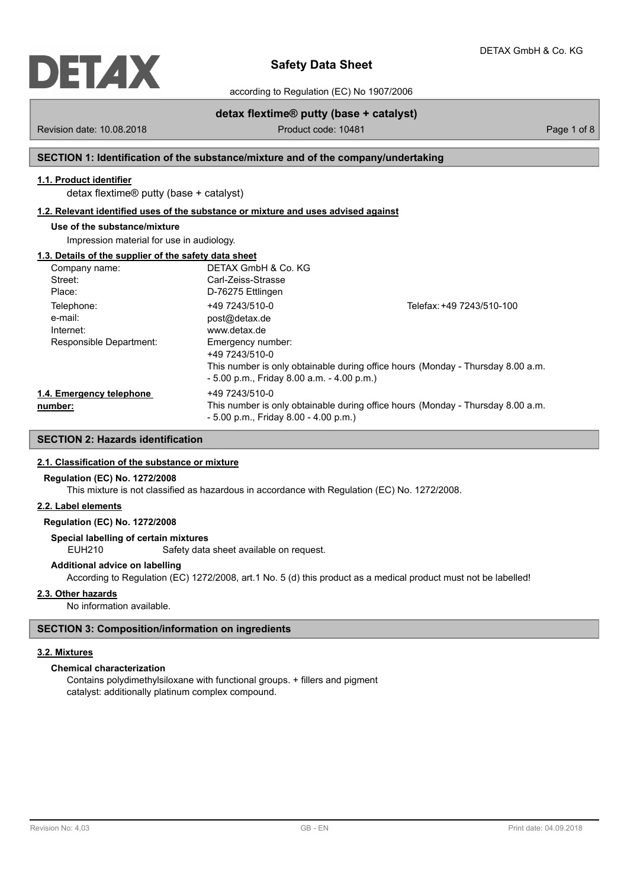# Safety Data Sheet

according to Regulation (EC) No 1907/2006

**detax flextime® putty (base + catalyst)**

Revision date: 10.08.2018 Product code: 10481

## SECTION 1: Identification of the substance/mixture and of the company/undertaking

### 1.1. Product identifier

detax flextime® putty (base + catalyst)

### 1.2. Relevant identified uses of the substance or mixture and uses advised against

**Use of the substance/mixture**

Impression material for use in audiology.

### 1.3. Details of the supplier of the safety data sheet

| | | |
|---|---|---|
| Company name: | DETAX GmbH & Co. KG | |
| Street: | Carl-Zeiss-Strasse | |
| Place: | D-76275 Ettlingen | |
| Telephone: | +49 7243/510-0 | Telefax: +49 7243/510-100 |
| e-mail: | post@detax.de | |
| Internet: | www.detax.de | |
| Responsible Department: | Emergency number: +49 7243/510-0 This number is only obtainable during office hours (Monday - Thursday 8.00 a.m. - 5.00 p.m., Friday 8.00 a.m. - 4.00 p.m.) | |

### 1.4. Emergency telephone number:

+49 7243/510-0
This number is only obtainable during office hours (Monday - Thursday 8.00 a.m. - 5.00 p.m., Friday 8.00 - 4.00 p.m.)

## SECTION 2: Hazards identification

### 2.1. Classification of the substance or mixture

**Regulation (EC) No. 1272/2008**

This mixture is not classified as hazardous in accordance with Regulation (EC) No. 1272/2008.

### 2.2. Label elements

**Regulation (EC) No. 1272/2008**

**Special labelling of certain mixtures**

EUH210 Safety data sheet available on request.

**Additional advice on labelling**

According to Regulation (EC) 1272/2008, art.1 No. 5 (d) this product as a medical product must not be labelled!

### 2.3. Other hazards

No information available.

## SECTION 3: Composition/information on ingredients

### 3.2. Mixtures

**Chemical characterization**

Contains polydimethylsiloxane with functional groups. + fillers and pigment
catalyst: additionally platinum complex compound.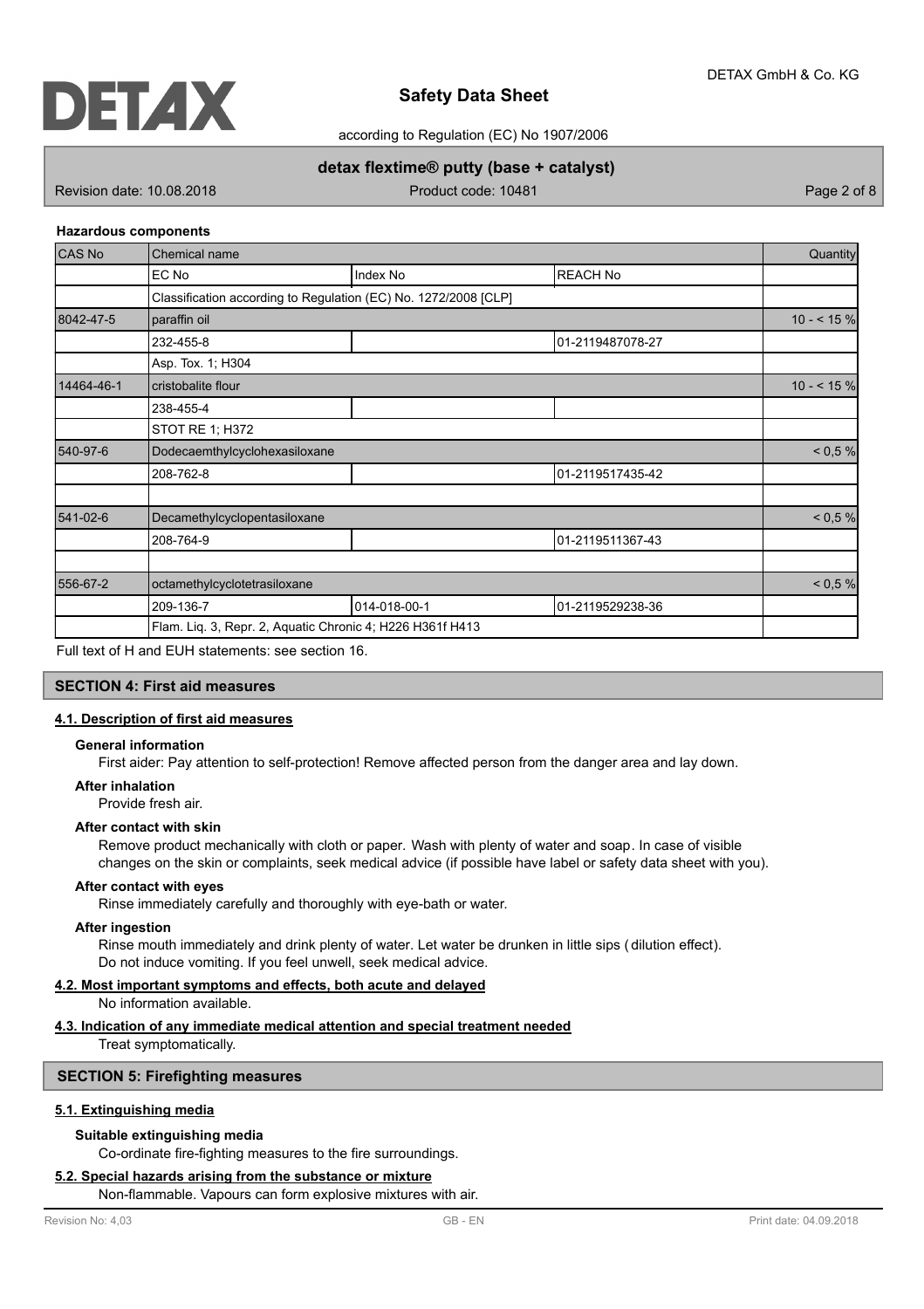**Hazardous components**

| CAS No | Chemical name | | | Quantity |
|---|---|---|---|---|
| | EC No | Index No | REACH No | |
| | Classification according to Regulation (EC) No. 1272/2008 [CLP] | | | |
| 8042-47-5 | paraffin oil | | | 10 - < 15 % |
| | 232-455-8 | | 01-2119487078-27 | |
| | Asp. Tox. 1; H304 | | | |
| 14464-46-1 | cristobalite flour | | | 10 - < 15 % |
| | 238-455-4 | | | |
| | STOT RE 1; H372 | | | |
| 540-97-6 | Dodecaemthylcyclohexasiloxane | | | < 0,5 % |
| | 208-762-8 | | 01-2119517435-42 | |
| | | | | |
| 541-02-6 | Decamethylcyclopentasiloxane | | | < 0,5 % |
| | 208-764-9 | | 01-2119511367-43 | |
| | | | | |
| 556-67-2 | octamethylcyclotetrasiloxane | | | < 0,5 % |
| | 209-136-7 | 014-018-00-1 | 01-2119529238-36 | |
| | Flam. Liq. 3, Repr. 2, Aquatic Chronic 4; H226 H361f H413 | | | |

Full text of H and EUH statements: see section 16.

## SECTION 4: First aid measures

### 4.1. Description of first aid measures

**General information**

First aider: Pay attention to self-protection! Remove affected person from the danger area and lay down.

**After inhalation**

Provide fresh air.

**After contact with skin**

Remove product mechanically with cloth or paper. Wash with plenty of water and soap. In case of visible changes on the skin or complaints, seek medical advice (if possible have label or safety data sheet with you).

**After contact with eyes**

Rinse immediately carefully and thoroughly with eye-bath or water.

**After ingestion**

Rinse mouth immediately and drink plenty of water. Let water be drunken in little sips (dilution effect). Do not induce vomiting. If you feel unwell, seek medical advice.

### 4.2. Most important symptoms and effects, both acute and delayed

No information available.

### 4.3. Indication of any immediate medical attention and special treatment needed

Treat symptomatically.

## SECTION 5: Firefighting measures

### 5.1. Extinguishing media

**Suitable extinguishing media**

Co-ordinate fire-fighting measures to the fire surroundings.

### 5.2. Special hazards arising from the substance or mixture

Non-flammable. Vapours can form explosive mixtures with air.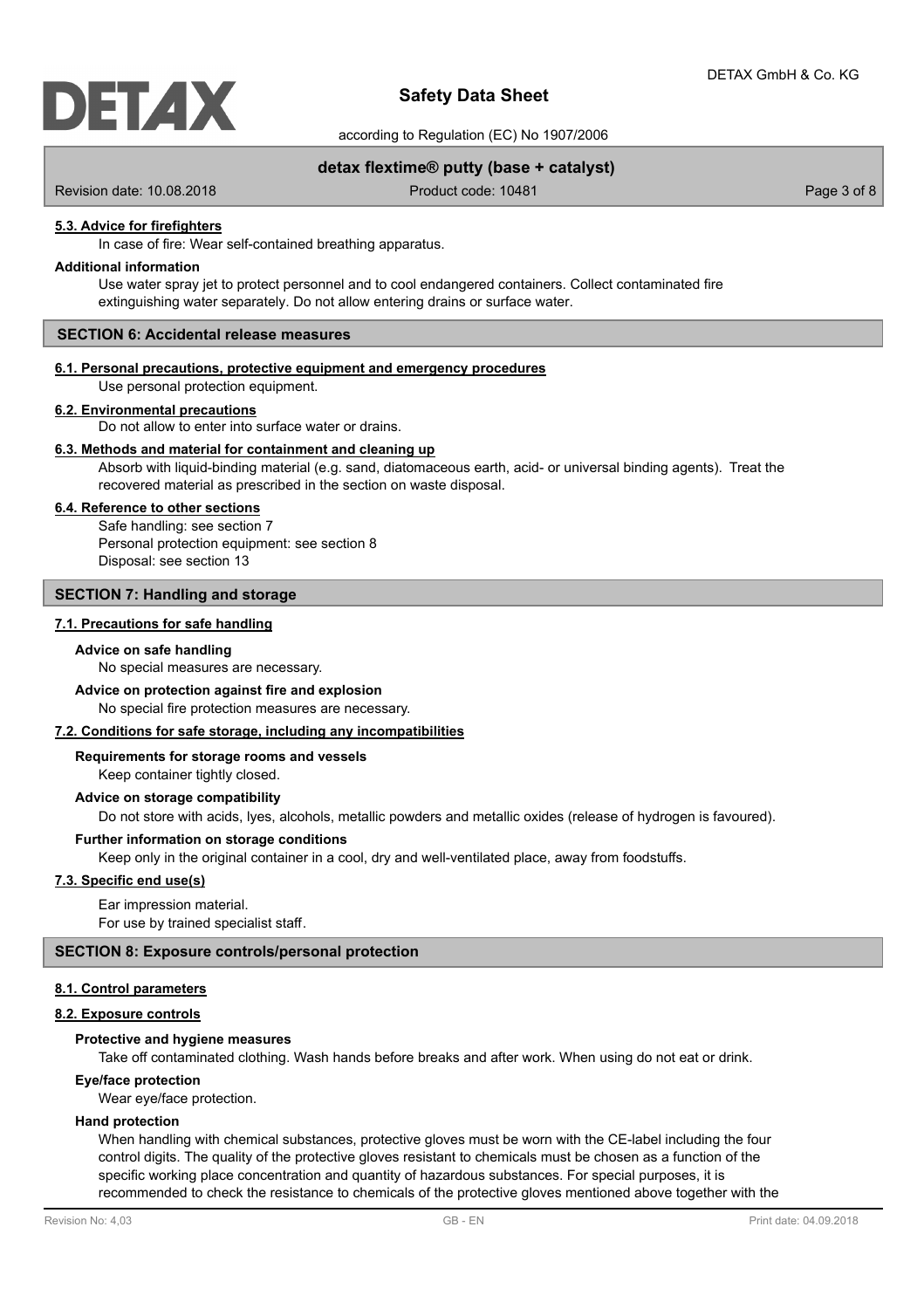#### 5.3. Advice for firefighters

In case of fire: Wear self-contained breathing apparatus.

**Additional information**

Use water spray jet to protect personnel and to cool endangered containers. Collect contaminated fire extinguishing water separately. Do not allow entering drains or surface water.

## SECTION 6: Accidental release measures

#### 6.1. Personal precautions, protective equipment and emergency procedures

Use personal protection equipment.

#### 6.2. Environmental precautions

Do not allow to enter into surface water or drains.

#### 6.3. Methods and material for containment and cleaning up

Absorb with liquid-binding material (e.g. sand, diatomaceous earth, acid- or universal binding agents). Treat the recovered material as prescribed in the section on waste disposal.

#### 6.4. Reference to other sections

Safe handling: see section 7
Personal protection equipment: see section 8
Disposal: see section 13

## SECTION 7: Handling and storage

#### 7.1. Precautions for safe handling

**Advice on safe handling**

No special measures are necessary.

**Advice on protection against fire and explosion**

No special fire protection measures are necessary.

#### 7.2. Conditions for safe storage, including any incompatibilities

**Requirements for storage rooms and vessels**

Keep container tightly closed.

**Advice on storage compatibility**

Do not store with acids, lyes, alcohols, metallic powders and metallic oxides (release of hydrogen is favoured).

**Further information on storage conditions**

Keep only in the original container in a cool, dry and well-ventilated place, away from foodstuffs.

#### 7.3. Specific end use(s)

Ear impression material.
For use by trained specialist staff.

## SECTION 8: Exposure controls/personal protection

#### 8.1. Control parameters

#### 8.2. Exposure controls

**Protective and hygiene measures**

Take off contaminated clothing. Wash hands before breaks and after work. When using do not eat or drink.

**Eye/face protection**

Wear eye/face protection.

**Hand protection**

When handling with chemical substances, protective gloves must be worn with the CE-label including the four control digits. The quality of the protective gloves resistant to chemicals must be chosen as a function of the specific working place concentration and quantity of hazardous substances. For special purposes, it is recommended to check the resistance to chemicals of the protective gloves mentioned above together with the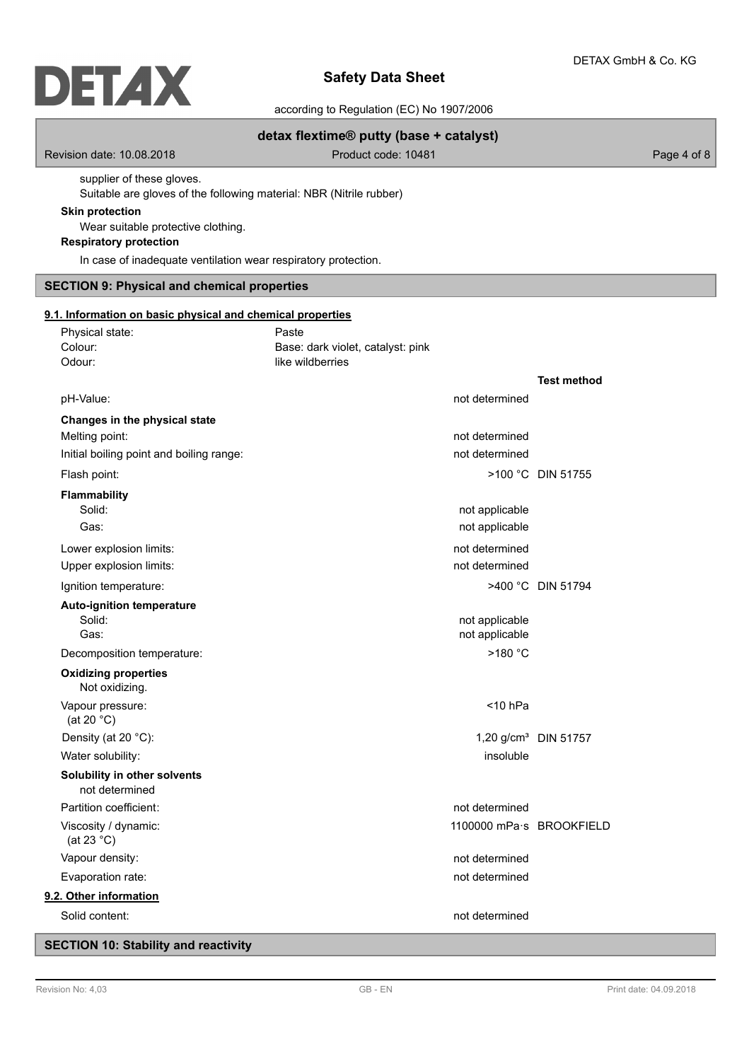supplier of these gloves.

Suitable are gloves of the following material: NBR (Nitrile rubber)

**Skin protection**

Wear suitable protective clothing.

**Respiratory protection**

In case of inadequate ventilation wear respiratory protection.

## SECTION 9: Physical and chemical properties

### 9.1. Information on basic physical and chemical properties

| | | |
|---|---|---|
| Physical state: | Paste | |
| Colour: | Base: dark violet, catalyst: pink | |
| Odour: | like wildberries | |
| | | **Test method** |
| pH-Value: | not determined | |
| **Changes in the physical state** | | |
| Melting point: | not determined | |
| Initial boiling point and boiling range: | not determined | |
| Flash point: | >100 °C | DIN 51755 |
| **Flammability** | | |
| Solid: | not applicable | |
| Gas: | not applicable | |
| Lower explosion limits: | not determined | |
| Upper explosion limits: | not determined | |
| Ignition temperature: | >400 °C | DIN 51794 |
| **Auto-ignition temperature** | | |
| Solid: | not applicable | |
| Gas: | not applicable | |
| Decomposition temperature: | >180 °C | |
| **Oxidizing properties** | | |
| Not oxidizing. | | |
| Vapour pressure: (at 20 °C) | <10 hPa | |
| Density (at 20 °C): | 1,20 g/cm³ | DIN 51757 |
| Water solubility: | insoluble | |
| **Solubility in other solvents** | | |
| not determined | | |
| Partition coefficient: | not determined | |
| Viscosity / dynamic: (at 23 °C) | 1100000 mPa·s | BROOKFIELD |
| Vapour density: | not determined | |
| Evaporation rate: | not determined | |

### 9.2. Other information

| | |
|---|---|
| Solid content: | not determined |

## SECTION 10: Stability and reactivity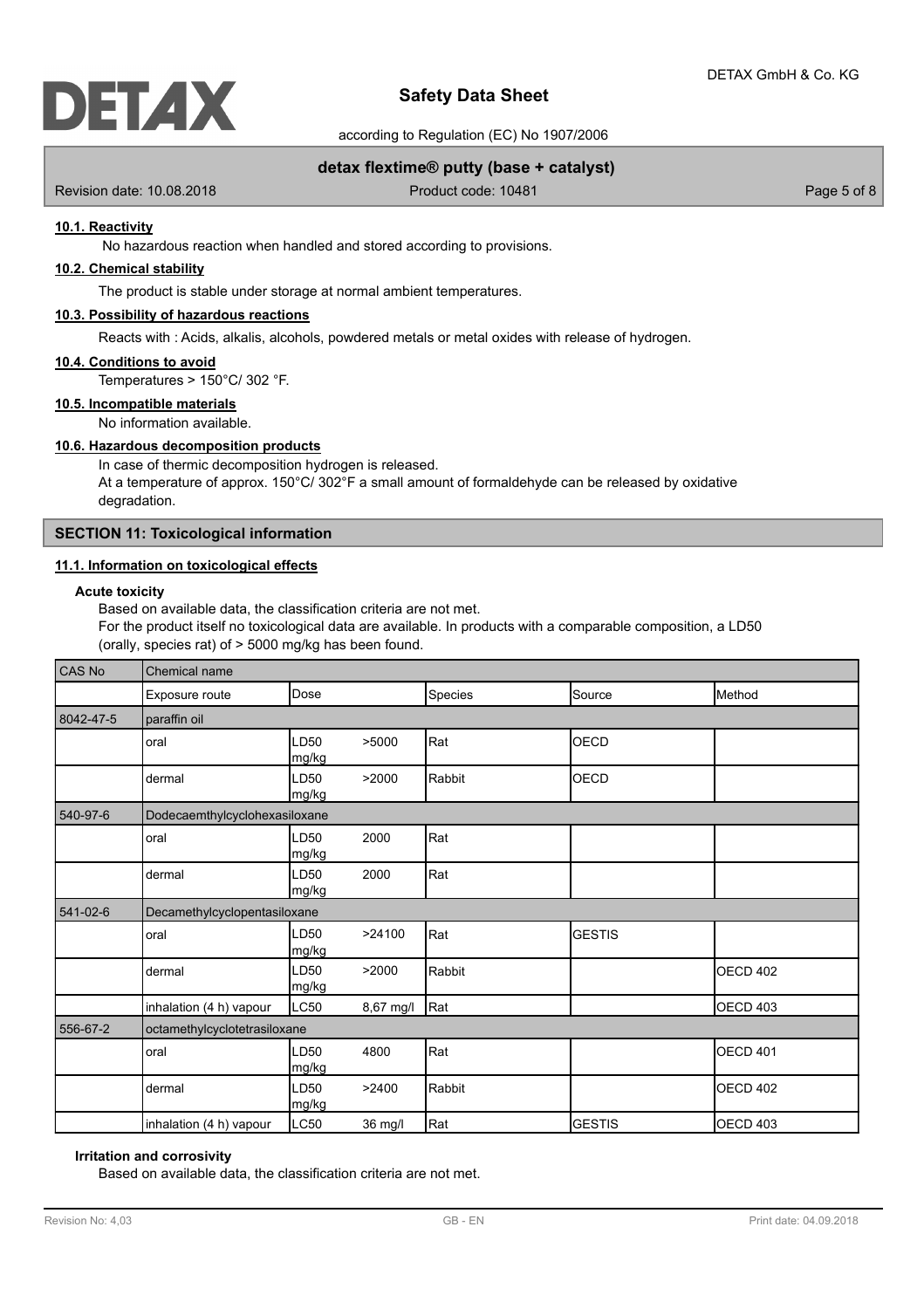#### 10.1. Reactivity

No hazardous reaction when handled and stored according to provisions.

#### 10.2. Chemical stability

The product is stable under storage at normal ambient temperatures.

#### 10.3. Possibility of hazardous reactions

Reacts with : Acids, alkalis, alcohols, powdered metals or metal oxides with release of hydrogen.

#### 10.4. Conditions to avoid

Temperatures > 150°C/ 302 °F.

#### 10.5. Incompatible materials

No information available.

#### 10.6. Hazardous decomposition products

In case of thermic decomposition hydrogen is released.
At a temperature of approx. 150°C/ 302°F a small amount of formaldehyde can be released by oxidative degradation.

## SECTION 11: Toxicological information

#### 11.1. Information on toxicological effects

**Acute toxicity**

Based on available data, the classification criteria are not met.
For the product itself no toxicological data are available. In products with a comparable composition, a LD50 (orally, species rat) of > 5000 mg/kg has been found.

| CAS No | Chemical name | | | | |
|---|---|---|---|---|---|
| | Exposure route | Dose | Species | Source | Method |
| 8042-47-5 | paraffin oil | | | | |
| | oral | LD50 >5000 mg/kg | Rat | OECD | |
| | dermal | LD50 >2000 mg/kg | Rabbit | OECD | |
| 540-97-6 | Dodecaemthylcyclohexasiloxane | | | | |
| | oral | LD50 2000 mg/kg | Rat | | |
| | dermal | LD50 2000 mg/kg | Rat | | |
| 541-02-6 | Decamethylcyclopentasiloxane | | | | |
| | oral | LD50 >24100 mg/kg | Rat | GESTIS | |
| | dermal | LD50 >2000 mg/kg | Rabbit | | OECD 402 |
| | inhalation (4 h) vapour | LC50 8,67 mg/l | Rat | | OECD 403 |
| 556-67-2 | octamethylcyclotetrasiloxane | | | | |
| | oral | LD50 4800 mg/kg | Rat | | OECD 401 |
| | dermal | LD50 >2400 mg/kg | Rabbit | | OECD 402 |
| | inhalation (4 h) vapour | LC50 36 mg/l | Rat | GESTIS | OECD 403 |

**Irritation and corrosivity**

Based on available data, the classification criteria are not met.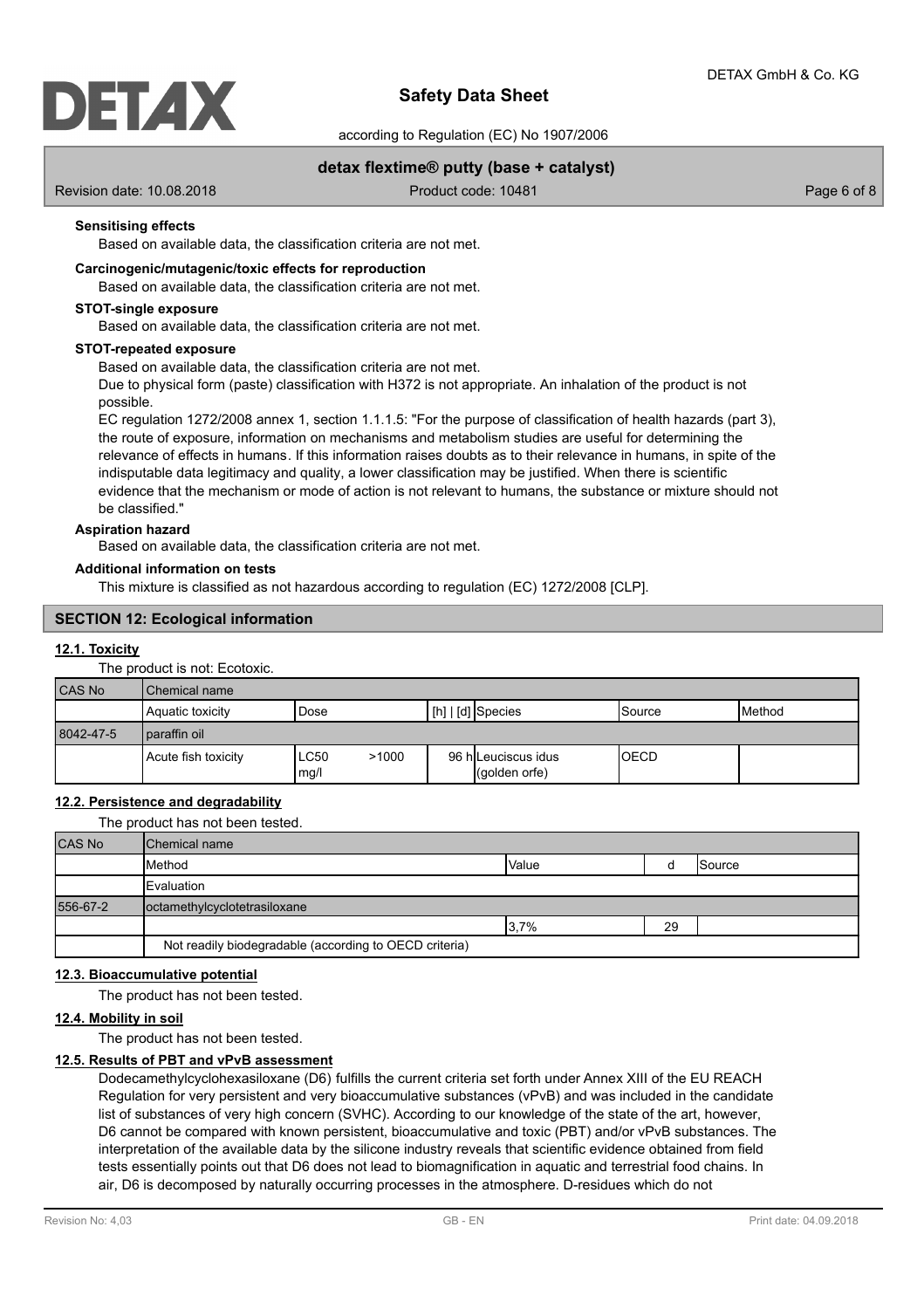**Sensitising effects**

Based on available data, the classification criteria are not met.

**Carcinogenic/mutagenic/toxic effects for reproduction**

Based on available data, the classification criteria are not met.

**STOT-single exposure**

Based on available data, the classification criteria are not met.

**STOT-repeated exposure**

Based on available data, the classification criteria are not met.

Due to physical form (paste) classification with H372 is not appropriate. An inhalation of the product is not possible.

EC regulation 1272/2008 annex 1, section 1.1.1.5: "For the purpose of classification of health hazards (part 3), the route of exposure, information on mechanisms and metabolism studies are useful for determining the relevance of effects in humans. If this information raises doubts as to their relevance in humans, in spite of the indisputable data legitimacy and quality, a lower classification may be justified. When there is scientific evidence that the mechanism or mode of action is not relevant to humans, the substance or mixture should not be classified."

**Aspiration hazard**

Based on available data, the classification criteria are not met.

**Additional information on tests**

This mixture is classified as not hazardous according to regulation (EC) 1272/2008 [CLP].

## SECTION 12: Ecological information

### 12.1. Toxicity

The product is not: Ecotoxic.

| CAS No | Chemical name | | | | | |
|---|---|---|---|---|---|---|
| | Aquatic toxicity | Dose | [h] \| [d] | Species | Source | Method |
| 8042-47-5 | paraffin oil | | | | | |
| | Acute fish toxicity | LC50 mg/l >1000 | 96 h | Leuciscus idus (golden orfe) | OECD | |

### 12.2. Persistence and degradability

The product has not been tested.

| CAS No | Chemical name | | | |
|---|---|---|---|---|
| | Method | Value | d | Source |
| | Evaluation | | | |
| 556-67-2 | octamethylcyclotetrasiloxane | | | |
| | | 3,7% | 29 | |
| | Not readily biodegradable (according to OECD criteria) | | | |

### 12.3. Bioaccumulative potential

The product has not been tested.

### 12.4. Mobility in soil

The product has not been tested.

### 12.5. Results of PBT and vPvB assessment

Dodecamethylcyclohexasiloxane (D6) fulfills the current criteria set forth under Annex XIII of the EU REACH Regulation for very persistent and very bioaccumulative substances (vPvB) and was included in the candidate list of substances of very high concern (SVHC). According to our knowledge of the state of the art, however, D6 cannot be compared with known persistent, bioaccumulative and toxic (PBT) and/or vPvB substances. The interpretation of the available data by the silicone industry reveals that scientific evidence obtained from field tests essentially points out that D6 does not lead to biomagnification in aquatic and terrestrial food chains. In air, D6 is decomposed by naturally occurring processes in the atmosphere. D-residues which do not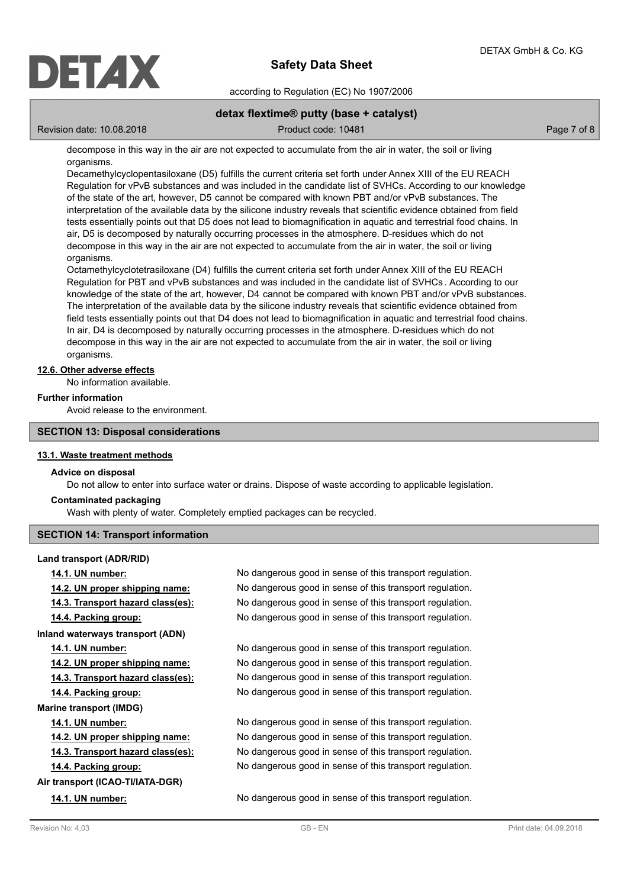decompose in this way in the air are not expected to accumulate from the air in water, the soil or living organisms.

Decamethylcyclopentasiloxane (D5) fulfills the current criteria set forth under Annex XIII of the EU REACH Regulation for vPvB substances and was included in the candidate list of SVHCs. According to our knowledge of the state of the art, however, D5 cannot be compared with known PBT and/or vPvB substances. The interpretation of the available data by the silicone industry reveals that scientific evidence obtained from field tests essentially points out that D5 does not lead to biomagnification in aquatic and terrestrial food chains. In air, D5 is decomposed by naturally occurring processes in the atmosphere. D-residues which do not decompose in this way in the air are not expected to accumulate from the air in water, the soil or living organisms.

Octamethylcyclotetrasiloxane (D4) fulfills the current criteria set forth under Annex XIII of the EU REACH Regulation for PBT and vPvB substances and was included in the candidate list of SVHCs. According to our knowledge of the state of the art, however, D4 cannot be compared with known PBT and/or vPvB substances. The interpretation of the available data by the silicone industry reveals that scientific evidence obtained from field tests essentially points out that D4 does not lead to biomagnification in aquatic and terrestrial food chains. In air, D4 is decomposed by naturally occurring processes in the atmosphere. D-residues which do not decompose in this way in the air are not expected to accumulate from the air in water, the soil or living organisms.

### 12.6. Other adverse effects

No information available.

### Further information

Avoid release to the environment.

## SECTION 13: Disposal considerations

### 13.1. Waste treatment methods

**Advice on disposal**

Do not allow to enter into surface water or drains. Dispose of waste according to applicable legislation.

**Contaminated packaging**

Wash with plenty of water. Completely emptied packages can be recycled.

## SECTION 14: Transport information

**Land transport (ADR/RID)**

| | |
|---|---|
| 14.1. UN number: | No dangerous good in sense of this transport regulation. |
| 14.2. UN proper shipping name: | No dangerous good in sense of this transport regulation. |
| 14.3. Transport hazard class(es): | No dangerous good in sense of this transport regulation. |
| 14.4. Packing group: | No dangerous good in sense of this transport regulation. |

**Inland waterways transport (ADN)**

| | |
|---|---|
| 14.1. UN number: | No dangerous good in sense of this transport regulation. |
| 14.2. UN proper shipping name: | No dangerous good in sense of this transport regulation. |
| 14.3. Transport hazard class(es): | No dangerous good in sense of this transport regulation. |
| 14.4. Packing group: | No dangerous good in sense of this transport regulation. |

**Marine transport (IMDG)**

| | |
|---|---|
| 14.1. UN number: | No dangerous good in sense of this transport regulation. |
| 14.2. UN proper shipping name: | No dangerous good in sense of this transport regulation. |
| 14.3. Transport hazard class(es): | No dangerous good in sense of this transport regulation. |
| 14.4. Packing group: | No dangerous good in sense of this transport regulation. |

**Air transport (ICAO-TI/IATA-DGR)**

| | |
|---|---|
| 14.1. UN number: | No dangerous good in sense of this transport regulation. |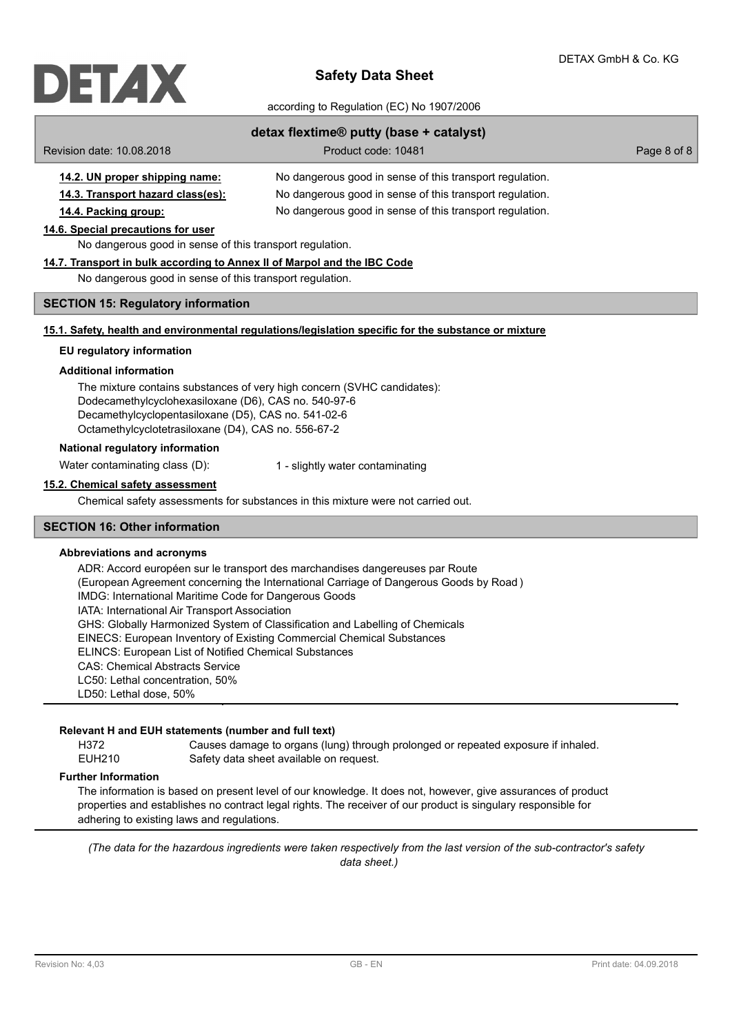**14.2. UN proper shipping name:** No dangerous good in sense of this transport regulation.

**14.3. Transport hazard class(es):** No dangerous good in sense of this transport regulation.

**14.4. Packing group:** No dangerous good in sense of this transport regulation.

**14.6. Special precautions for user**

No dangerous good in sense of this transport regulation.

**14.7. Transport in bulk according to Annex II of Marpol and the IBC Code**

No dangerous good in sense of this transport regulation.

## SECTION 15: Regulatory information

**15.1. Safety, health and environmental regulations/legislation specific for the substance or mixture**

**EU regulatory information**

**Additional information**

The mixture contains substances of very high concern (SVHC candidates):
Dodecamethylcyclohexasiloxane (D6), CAS no. 540-97-6
Decamethylcyclopentasiloxane (D5), CAS no. 541-02-6
Octamethylcyclotetrasiloxane (D4), CAS no. 556-67-2

**National regulatory information**

Water contaminating class (D): 1 - slightly water contaminating

**15.2. Chemical safety assessment**

Chemical safety assessments for substances in this mixture were not carried out.

## SECTION 16: Other information

**Abbreviations and acronyms**

ADR: Accord européen sur le transport des marchandises dangereuses par Route
(European Agreement concerning the International Carriage of Dangerous Goods by Road )
IMDG: International Maritime Code for Dangerous Goods
IATA: International Air Transport Association
GHS: Globally Harmonized System of Classification and Labelling of Chemicals
EINECS: European Inventory of Existing Commercial Chemical Substances
ELINCS: European List of Notified Chemical Substances
CAS: Chemical Abstracts Service
LC50: Lethal concentration, 50%
LD50: Lethal dose, 50%

**Relevant H and EUH statements (number and full text)**

| | |
|---|---|
| H372 | Causes damage to organs (lung) through prolonged or repeated exposure if inhaled. |
| EUH210 | Safety data sheet available on request. |

**Further Information**

The information is based on present level of our knowledge. It does not, however, give assurances of product properties and establishes no contract legal rights. The receiver of our product is singulary responsible for adhering to existing laws and regulations.

*(The data for the hazardous ingredients were taken respectively from the last version of the sub-contractor's safety data sheet.)*